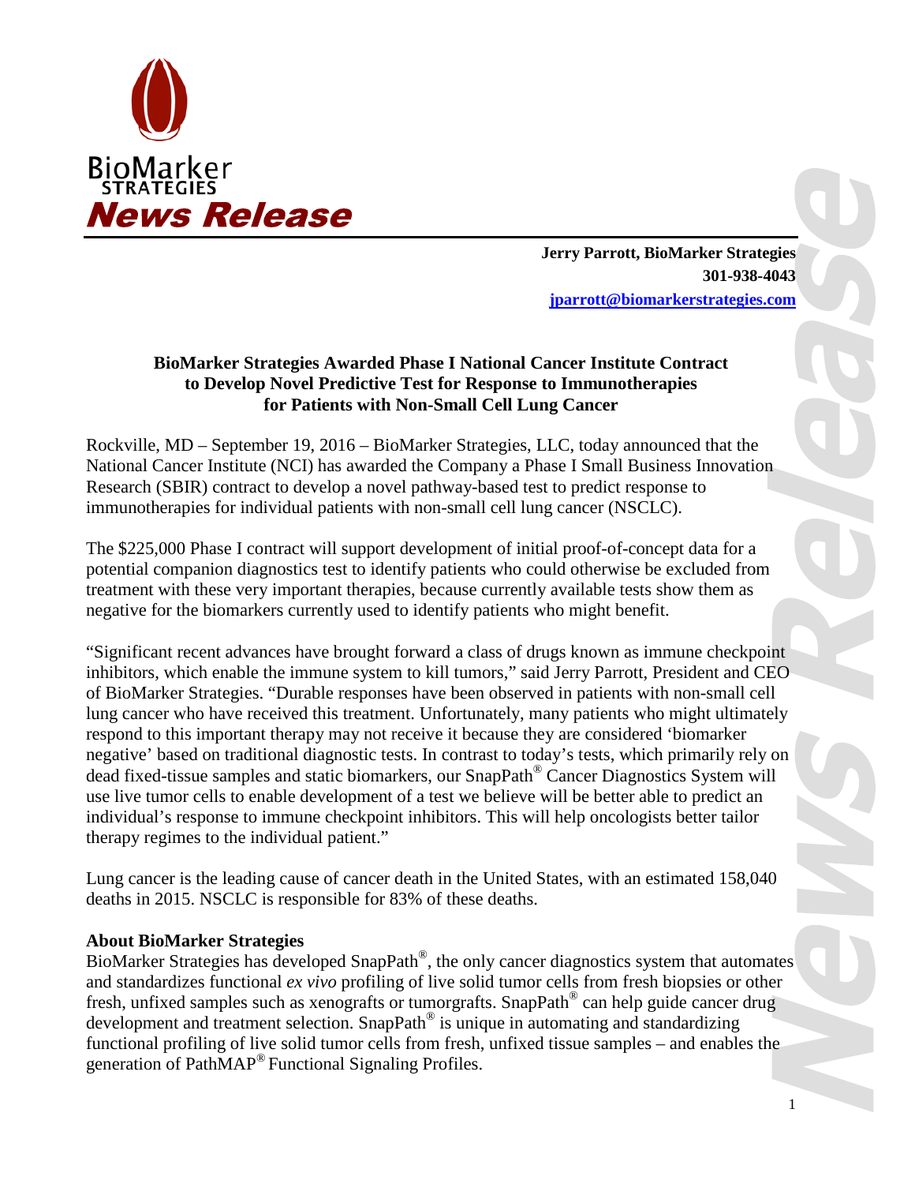BioMarker STRATEGIES

**News Release**

**Jerry Parrott, BioMarker Strategies**
**301-938-4043**
**jparrott@biomarkerstrategies.com**

## BioMarker Strategies Awarded Phase I National Cancer Institute Contract to Develop Novel Predictive Test for Response to Immunotherapies for Patients with Non-Small Cell Lung Cancer

Rockville, MD – September 19, 2016 – BioMarker Strategies, LLC, today announced that the National Cancer Institute (NCI) has awarded the Company a Phase I Small Business Innovation Research (SBIR) contract to develop a novel pathway-based test to predict response to immunotherapies for individual patients with non-small cell lung cancer (NSCLC).

The $225,000 Phase I contract will support development of initial proof-of-concept data for a potential companion diagnostics test to identify patients who could otherwise be excluded from treatment with these very important therapies, because currently available tests show them as negative for the biomarkers currently used to identify patients who might benefit.

"Significant recent advances have brought forward a class of drugs known as immune checkpoint inhibitors, which enable the immune system to kill tumors," said Jerry Parrott, President and CEO of BioMarker Strategies. "Durable responses have been observed in patients with non-small cell lung cancer who have received this treatment. Unfortunately, many patients who might ultimately respond to this important therapy may not receive it because they are considered 'biomarker negative' based on traditional diagnostic tests. In contrast to today's tests, which primarily rely on dead fixed-tissue samples and static biomarkers, our SnapPath® Cancer Diagnostics System will use live tumor cells to enable development of a test we believe will be better able to predict an individual's response to immune checkpoint inhibitors. This will help oncologists better tailor therapy regimes to the individual patient."

Lung cancer is the leading cause of cancer death in the United States, with an estimated 158,040 deaths in 2015. NSCLC is responsible for 83% of these deaths.

### About BioMarker Strategies

BioMarker Strategies has developed SnapPath®, the only cancer diagnostics system that automates and standardizes functional *ex vivo* profiling of live solid tumor cells from fresh biopsies or other fresh, unfixed samples such as xenografts or tumorgrafts. SnapPath® can help guide cancer drug development and treatment selection. SnapPath® is unique in automating and standardizing functional profiling of live solid tumor cells from fresh, unfixed tissue samples – and enables the generation of PathMAP® Functional Signaling Profiles.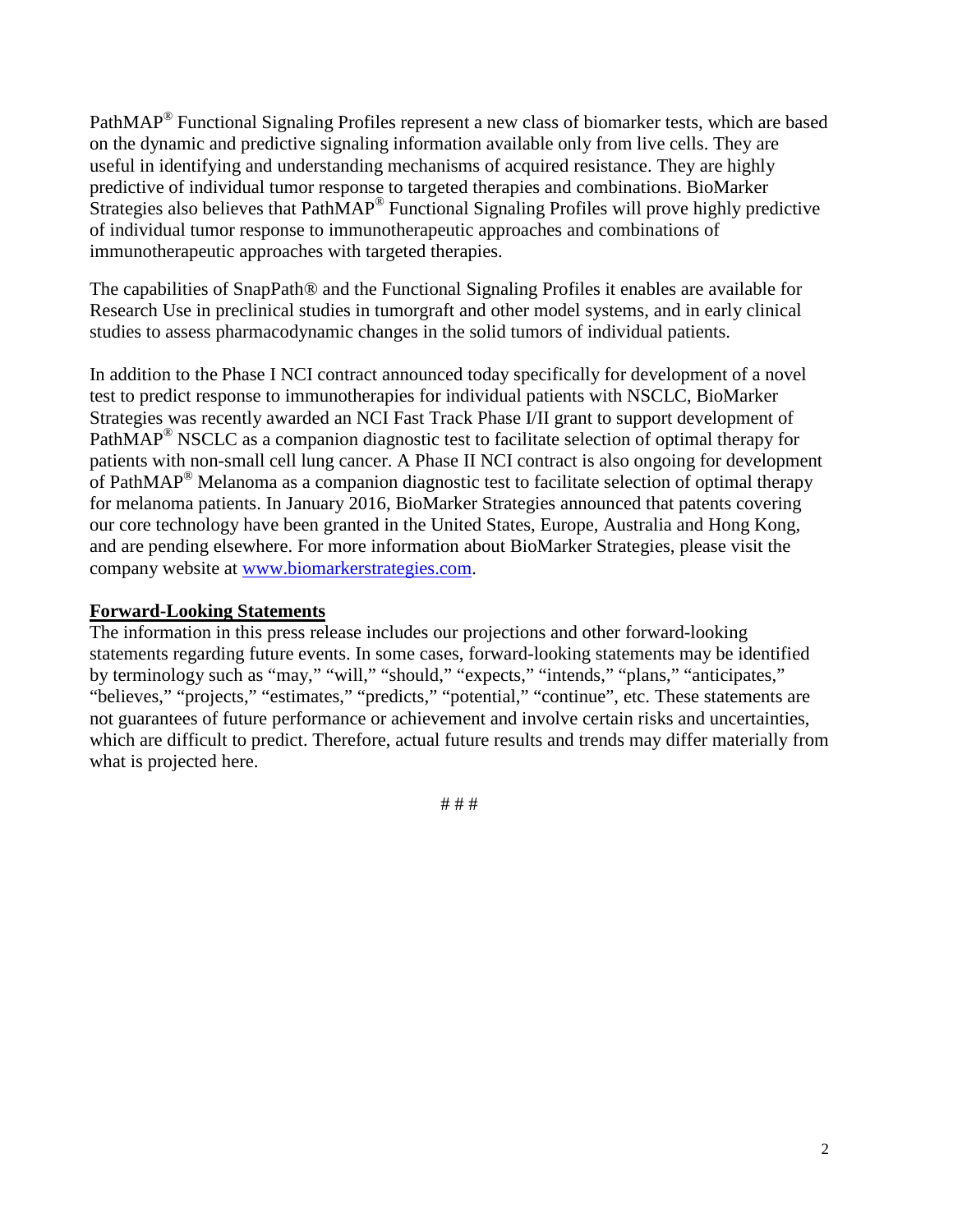PathMAP® Functional Signaling Profiles represent a new class of biomarker tests, which are based on the dynamic and predictive signaling information available only from live cells. They are useful in identifying and understanding mechanisms of acquired resistance. They are highly predictive of individual tumor response to targeted therapies and combinations. BioMarker Strategies also believes that PathMAP® Functional Signaling Profiles will prove highly predictive of individual tumor response to immunotherapeutic approaches and combinations of immunotherapeutic approaches with targeted therapies.

The capabilities of SnapPath® and the Functional Signaling Profiles it enables are available for Research Use in preclinical studies in tumorgraft and other model systems, and in early clinical studies to assess pharmacodynamic changes in the solid tumors of individual patients.

In addition to the Phase I NCI contract announced today specifically for development of a novel test to predict response to immunotherapies for individual patients with NSCLC, BioMarker Strategies was recently awarded an NCI Fast Track Phase I/II grant to support development of PathMAP® NSCLC as a companion diagnostic test to facilitate selection of optimal therapy for patients with non-small cell lung cancer. A Phase II NCI contract is also ongoing for development of PathMAP® Melanoma as a companion diagnostic test to facilitate selection of optimal therapy for melanoma patients. In January 2016, BioMarker Strategies announced that patents covering our core technology have been granted in the United States, Europe, Australia and Hong Kong, and are pending elsewhere. For more information about BioMarker Strategies, please visit the company website at [www.biomarkerstrategies.com](www.biomarkerstrategies.com).

**Forward-Looking Statements**

The information in this press release includes our projections and other forward-looking statements regarding future events. In some cases, forward-looking statements may be identified by terminology such as "may," "will," "should," "expects," "intends," "plans," "anticipates," "believes," "projects," "estimates," "predicts," "potential," "continue", etc. These statements are not guarantees of future performance or achievement and involve certain risks and uncertainties, which are difficult to predict. Therefore, actual future results and trends may differ materially from what is projected here.

# # #